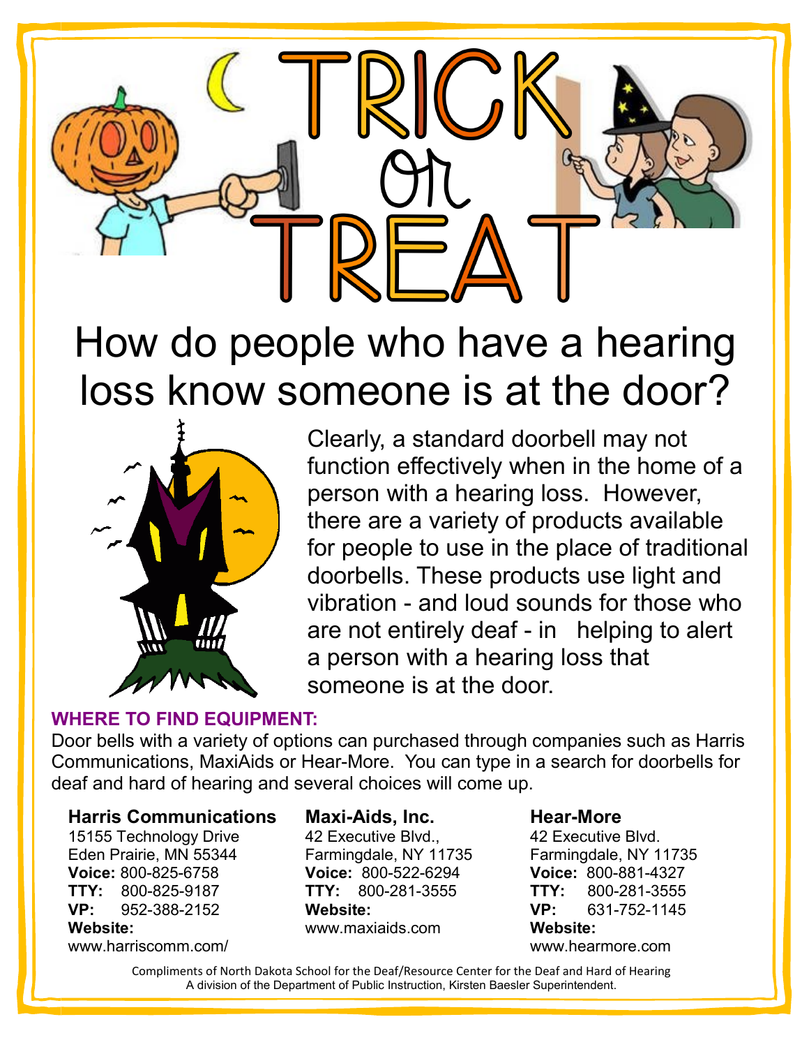# TRICK or TREAT

## How do people who have a hearing loss know someone is at the door?

Clearly, a standard doorbell may not function effectively when in the home of a person with a hearing loss. However, there are a variety of products available for people to use in the place of traditional doorbells. These products use light and vibration - and loud sounds for those who are not entirely deaf - in helping to alert a person with a hearing loss that someone is at the door.

### WHERE TO FIND EQUIPMENT:

Door bells with a variety of options can purchased through companies such as Harris Communications, MaxiAids or Hear-More. You can type in a search for doorbells for deaf and hard of hearing and several choices will come up.

**Harris Communications**
15155 Technology Drive
Eden Prairie, MN 55344
**Voice:** 800-825-6758
**TTY:** 800-825-9187
**VP:** 952-388-2152
**Website:**
www.harriscomm.com/

**Maxi-Aids, Inc.**
42 Executive Blvd.,
Farmingdale, NY 11735
**Voice:** 800-522-6294
**TTY:** 800-281-3555
**Website:**
www.maxiaids.com

**Hear-More**
42 Executive Blvd.
Farmingdale, NY 11735
**Voice:** 800-881-4327
**TTY:** 800-281-3555
**VP:** 631-752-1145
**Website:**
www.hearmore.com

Compliments of North Dakota School for the Deaf/Resource Center for the Deaf and Hard of Hearing
A division of the Department of Public Instruction, Kirsten Baesler Superintendent.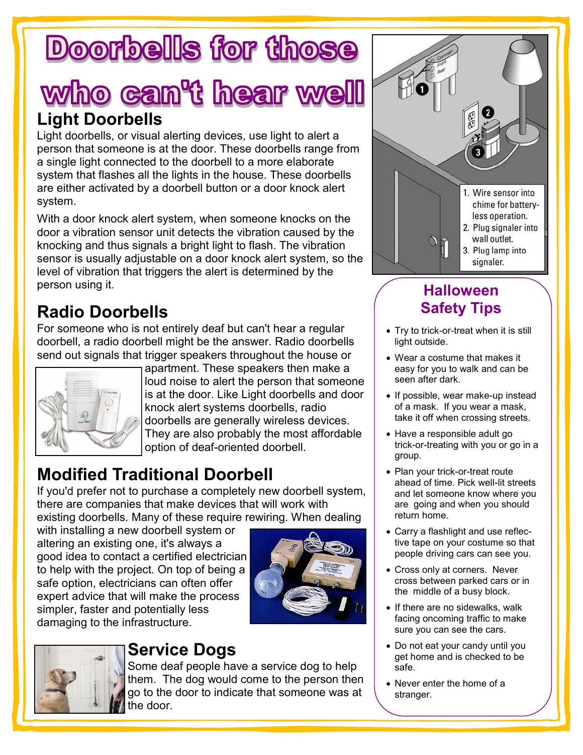# Doorbells for those who can't hear well

## Light Doorbells

Light doorbells, or visual alerting devices, use light to alert a person that someone is at the door. These doorbells range from a single light connected to the doorbell to a more elaborate system that flashes all the lights in the house. These doorbells are either activated by a doorbell button or a door knock alert system.

With a door knock alert system, when someone knocks on the door a vibration sensor unit detects the vibration caused by the knocking and thus signals a bright light to flash. The vibration sensor is usually adjustable on a door knock alert system, so the level of vibration that triggers the alert is determined by the person using it.

## Radio Doorbells

For someone who is not entirely deaf but can't hear a regular doorbell, a radio doorbell might be the answer. Radio doorbells send out signals that trigger speakers throughout the house or apartment. These speakers then make a loud noise to alert the person that someone is at the door. Like Light doorbells and door knock alert systems doorbells, radio doorbells are generally wireless devices. They are also probably the most affordable option of deaf-oriented doorbell.

## Modified Traditional Doorbell

If you'd prefer not to purchase a completely new doorbell system, there are companies that make devices that will work with existing doorbells. Many of these require rewiring. When dealing with installing a new doorbell system or altering an existing one, it's always a good idea to contact a certified electrician to help with the project. On top of being a safe option, electricians can often offer expert advice that will make the process simpler, faster and potentially less damaging to the infrastructure.

## Service Dogs

Some deaf people have a service dog to help them. The dog would come to the person then go to the door to indicate that someone was at the door.

1. Wire sensor into chime for battery-less operation.
2. Plug signaler into wall outlet.
3. Plug lamp into signaler.

## Halloween Safety Tips

- Try to trick-or-treat when it is still light outside.
- Wear a costume that makes it easy for you to walk and can be seen after dark.
- If possible, wear make-up instead of a mask. If you wear a mask, take it off when crossing streets.
- Have a responsible adult go trick-or-treating with you or go in a group.
- Plan your trick-or-treat route ahead of time. Pick well-lit streets and let someone know where you are going and when you should return home.
- Carry a flashlight and use reflective tape on your costume so that people driving cars can see you.
- Cross only at corners. Never cross between parked cars or in the middle of a busy block.
- If there are no sidewalks, walk facing oncoming traffic to make sure you can see the cars.
- Do not eat your candy until you get home and is checked to be safe.
- Never enter the home of a stranger.